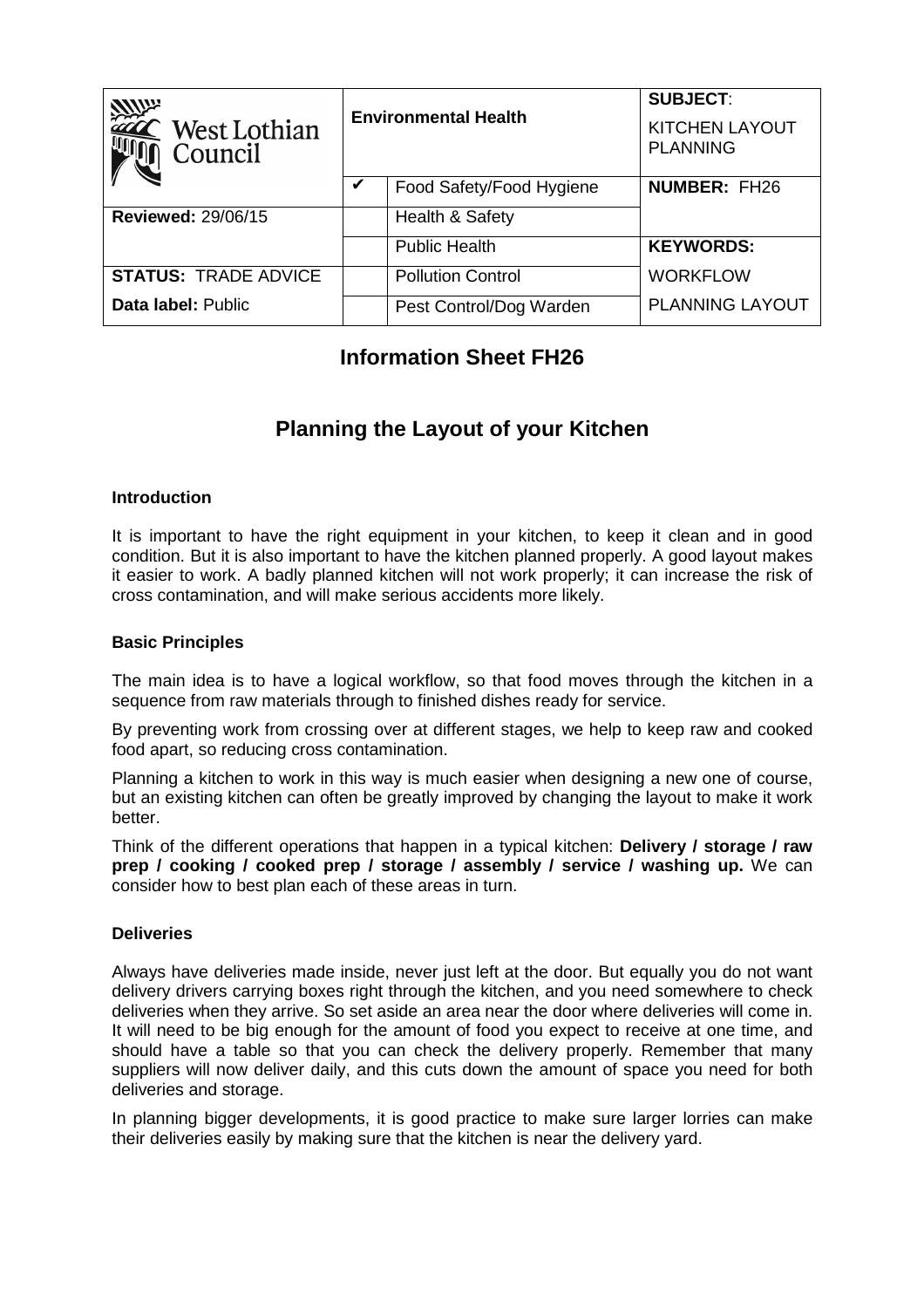| West Lothian Council | Environmental Health | | SUBJECT: KITCHEN LAYOUT PLANNING |
|---|---|---|---|
| | ✔ | Food Safety/Food Hygiene | NUMBER: FH26 |
| Reviewed: 29/06/15 | | Health & Safety | |
| | | Public Health | KEYWORDS: |
| STATUS: TRADE ADVICE | | Pollution Control | WORKFLOW |
| Data label: Public | | Pest Control/Dog Warden | PLANNING LAYOUT |

# Information Sheet FH26

# Planning the Layout of your Kitchen

### Introduction

It is important to have the right equipment in your kitchen, to keep it clean and in good condition. But it is also important to have the kitchen planned properly. A good layout makes it easier to work. A badly planned kitchen will not work properly; it can increase the risk of cross contamination, and will make serious accidents more likely.

### Basic Principles

The main idea is to have a logical workflow, so that food moves through the kitchen in a sequence from raw materials through to finished dishes ready for service.

By preventing work from crossing over at different stages, we help to keep raw and cooked food apart, so reducing cross contamination.

Planning a kitchen to work in this way is much easier when designing a new one of course, but an existing kitchen can often be greatly improved by changing the layout to make it work better.

Think of the different operations that happen in a typical kitchen: **Delivery / storage / raw prep / cooking / cooked prep / storage / assembly / service / washing up.** We can consider how to best plan each of these areas in turn.

### Deliveries

Always have deliveries made inside, never just left at the door. But equally you do not want delivery drivers carrying boxes right through the kitchen, and you need somewhere to check deliveries when they arrive. So set aside an area near the door where deliveries will come in. It will need to be big enough for the amount of food you expect to receive at one time, and should have a table so that you can check the delivery properly. Remember that many suppliers will now deliver daily, and this cuts down the amount of space you need for both deliveries and storage.

In planning bigger developments, it is good practice to make sure larger lorries can make their deliveries easily by making sure that the kitchen is near the delivery yard.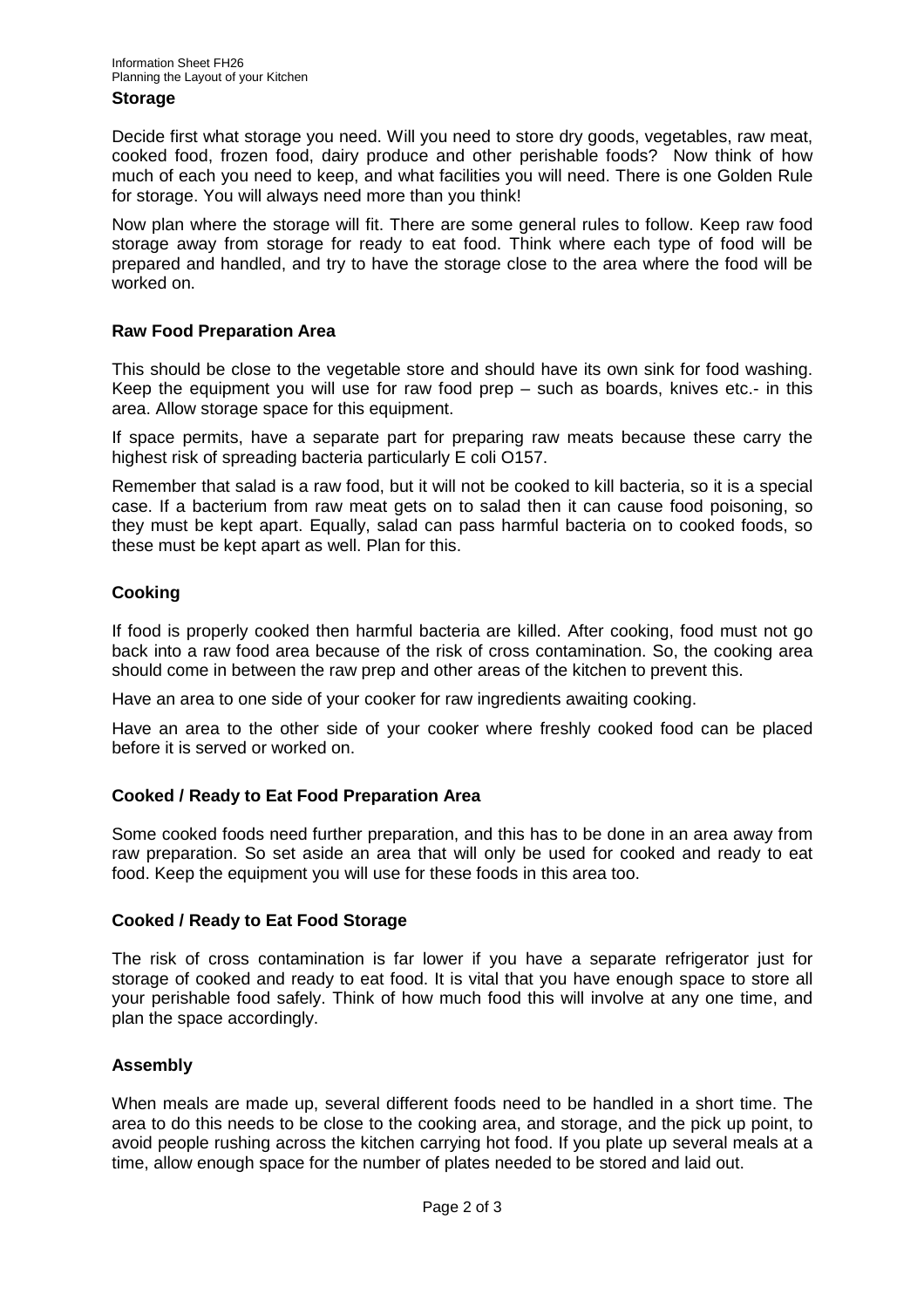## Storage

Decide first what storage you need. Will you need to store dry goods, vegetables, raw meat, cooked food, frozen food, dairy produce and other perishable foods? Now think of how much of each you need to keep, and what facilities you will need. There is one Golden Rule for storage. You will always need more than you think!

Now plan where the storage will fit. There are some general rules to follow. Keep raw food storage away from storage for ready to eat food. Think where each type of food will be prepared and handled, and try to have the storage close to the area where the food will be worked on.

## Raw Food Preparation Area

This should be close to the vegetable store and should have its own sink for food washing. Keep the equipment you will use for raw food prep – such as boards, knives etc.- in this area. Allow storage space for this equipment.

If space permits, have a separate part for preparing raw meats because these carry the highest risk of spreading bacteria particularly E coli O157.

Remember that salad is a raw food, but it will not be cooked to kill bacteria, so it is a special case. If a bacterium from raw meat gets on to salad then it can cause food poisoning, so they must be kept apart. Equally, salad can pass harmful bacteria on to cooked foods, so these must be kept apart as well. Plan for this.

## Cooking

If food is properly cooked then harmful bacteria are killed. After cooking, food must not go back into a raw food area because of the risk of cross contamination. So, the cooking area should come in between the raw prep and other areas of the kitchen to prevent this.

Have an area to one side of your cooker for raw ingredients awaiting cooking.

Have an area to the other side of your cooker where freshly cooked food can be placed before it is served or worked on.

## Cooked / Ready to Eat Food Preparation Area

Some cooked foods need further preparation, and this has to be done in an area away from raw preparation. So set aside an area that will only be used for cooked and ready to eat food. Keep the equipment you will use for these foods in this area too.

## Cooked / Ready to Eat Food Storage

The risk of cross contamination is far lower if you have a separate refrigerator just for storage of cooked and ready to eat food. It is vital that you have enough space to store all your perishable food safely. Think of how much food this will involve at any one time, and plan the space accordingly.

## Assembly

When meals are made up, several different foods need to be handled in a short time. The area to do this needs to be close to the cooking area, and storage, and the pick up point, to avoid people rushing across the kitchen carrying hot food. If you plate up several meals at a time, allow enough space for the number of plates needed to be stored and laid out.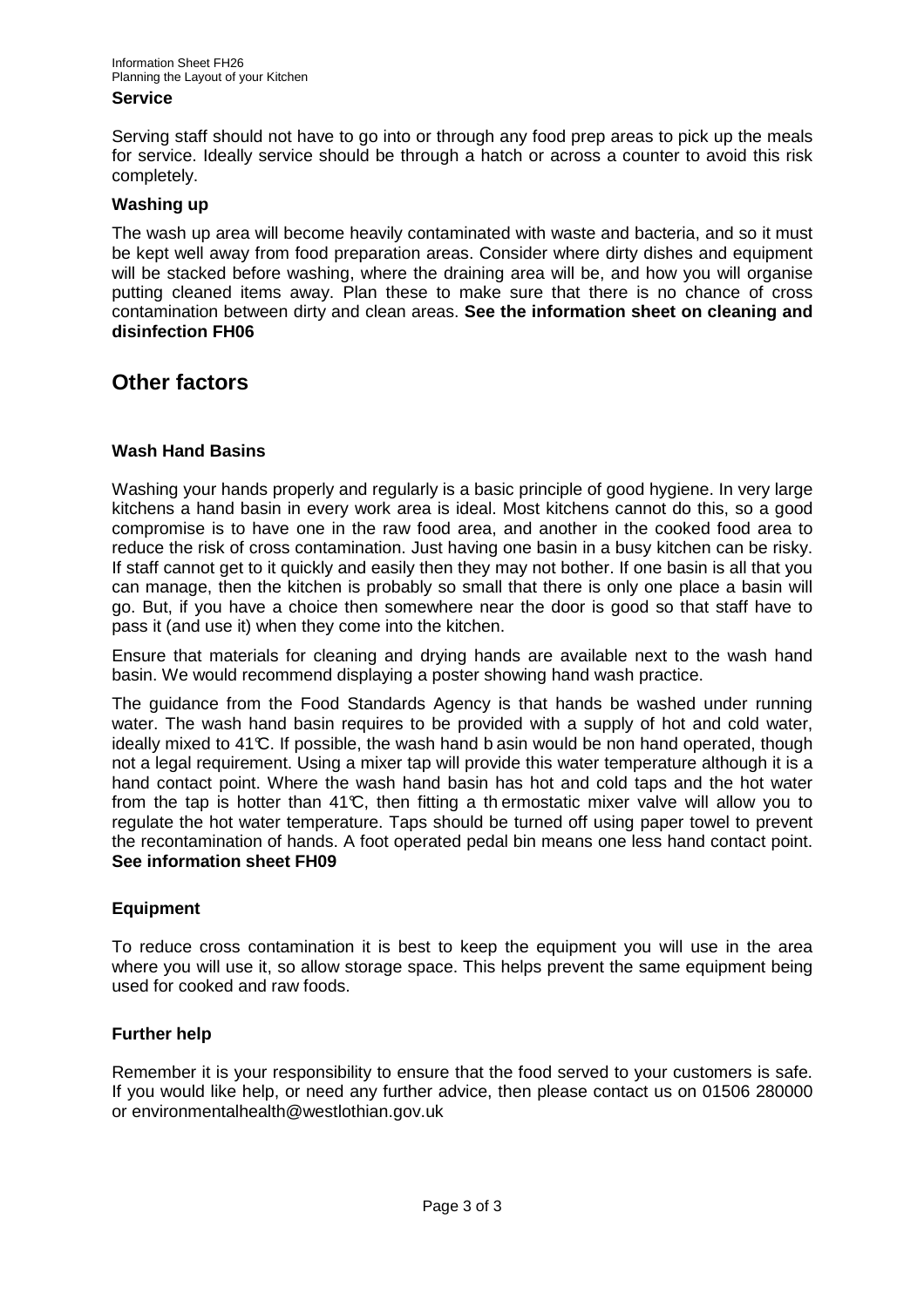### Service

Serving staff should not have to go into or through any food prep areas to pick up the meals for service. Ideally service should be through a hatch or across a counter to avoid this risk completely.

### Washing up

The wash up area will become heavily contaminated with waste and bacteria, and so it must be kept well away from food preparation areas. Consider where dirty dishes and equipment will be stacked before washing, where the draining area will be, and how you will organise putting cleaned items away. Plan these to make sure that there is no chance of cross contamination between dirty and clean areas. **See the information sheet on cleaning and disinfection FH06**

## Other factors

### Wash Hand Basins

Washing your hands properly and regularly is a basic principle of good hygiene. In very large kitchens a hand basin in every work area is ideal. Most kitchens cannot do this, so a good compromise is to have one in the raw food area, and another in the cooked food area to reduce the risk of cross contamination. Just having one basin in a busy kitchen can be risky. If staff cannot get to it quickly and easily then they may not bother. If one basin is all that you can manage, then the kitchen is probably so small that there is only one place a basin will go. But, if you have a choice then somewhere near the door is good so that staff have to pass it (and use it) when they come into the kitchen.

Ensure that materials for cleaning and drying hands are available next to the wash hand basin. We would recommend displaying a poster showing hand wash practice.

The guidance from the Food Standards Agency is that hands be washed under running water. The wash hand basin requires to be provided with a supply of hot and cold water, ideally mixed to 41℃. If possible, the wash hand basin would be non hand operated, though not a legal requirement. Using a mixer tap will provide this water temperature although it is a hand contact point. Where the wash hand basin has hot and cold taps and the hot water from the tap is hotter than 41℃, then fitting a thermostatic mixer valve will allow you to regulate the hot water temperature. Taps should be turned off using paper towel to prevent the recontamination of hands. A foot operated pedal bin means one less hand contact point. **See information sheet FH09**

### Equipment

To reduce cross contamination it is best to keep the equipment you will use in the area where you will use it, so allow storage space. This helps prevent the same equipment being used for cooked and raw foods.

### Further help

Remember it is your responsibility to ensure that the food served to your customers is safe. If you would like help, or need any further advice, then please contact us on 01506 280000 or environmentalhealth@westlothian.gov.uk